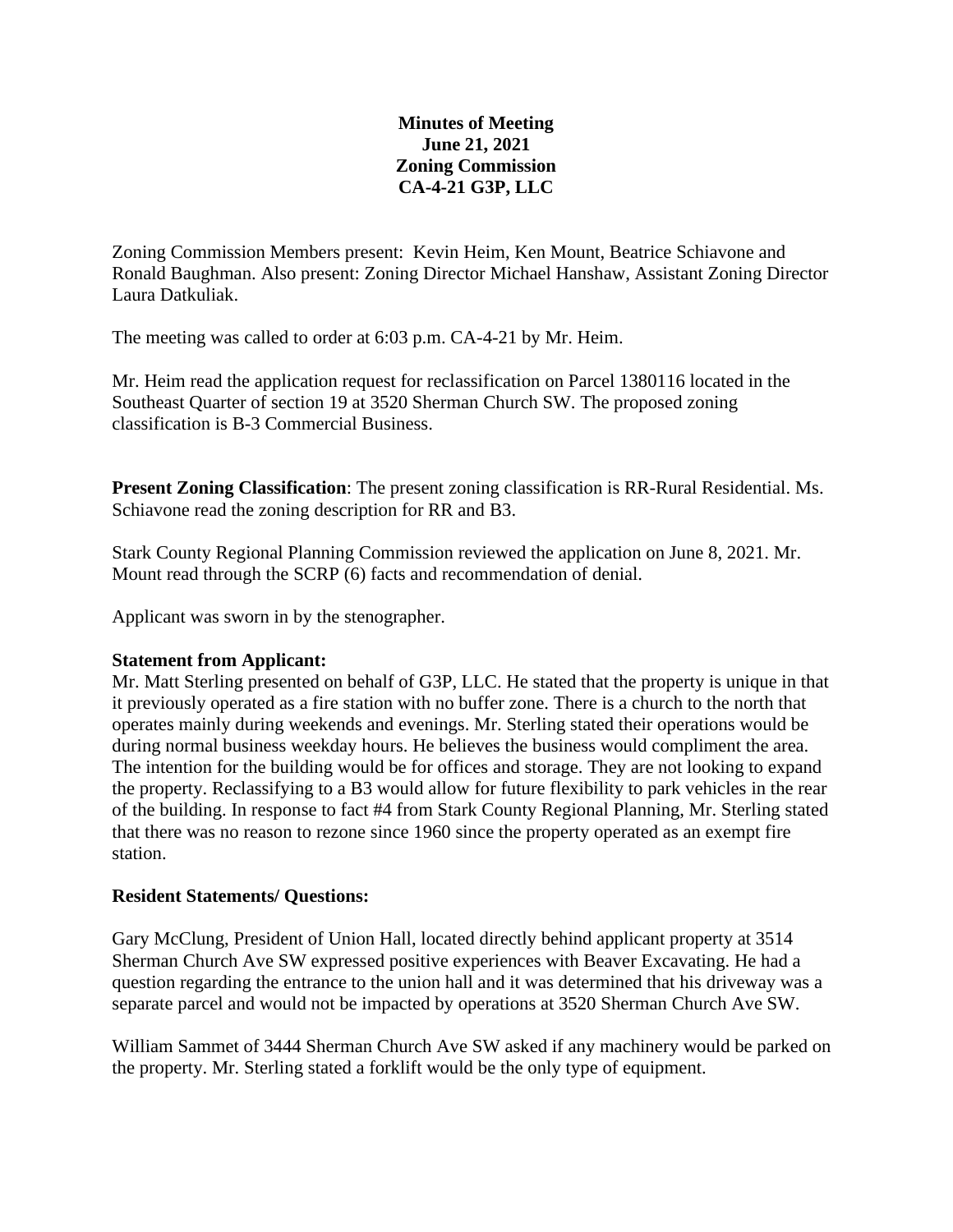**Minutes of Meeting**
**June 21, 2021**
**Zoning Commission**
**CA-4-21 G3P, LLC**

Zoning Commission Members present: Kevin Heim, Ken Mount, Beatrice Schiavone and Ronald Baughman. Also present: Zoning Director Michael Hanshaw, Assistant Zoning Director Laura Datkuliak.

The meeting was called to order at 6:03 p.m. CA-4-21 by Mr. Heim.

Mr. Heim read the application request for reclassification on Parcel 1380116 located in the Southeast Quarter of section 19 at 3520 Sherman Church SW. The proposed zoning classification is B-3 Commercial Business.

**Present Zoning Classification**: The present zoning classification is RR-Rural Residential. Ms. Schiavone read the zoning description for RR and B3.

Stark County Regional Planning Commission reviewed the application on June 8, 2021. Mr. Mount read through the SCRP (6) facts and recommendation of denial.

Applicant was sworn in by the stenographer.

**Statement from Applicant:**

Mr. Matt Sterling presented on behalf of G3P, LLC. He stated that the property is unique in that it previously operated as a fire station with no buffer zone. There is a church to the north that operates mainly during weekends and evenings. Mr. Sterling stated their operations would be during normal business weekday hours. He believes the business would compliment the area. The intention for the building would be for offices and storage. They are not looking to expand the property. Reclassifying to a B3 would allow for future flexibility to park vehicles in the rear of the building. In response to fact #4 from Stark County Regional Planning, Mr. Sterling stated that there was no reason to rezone since 1960 since the property operated as an exempt fire station.

**Resident Statements/ Questions:**

Gary McClung, President of Union Hall, located directly behind applicant property at 3514 Sherman Church Ave SW expressed positive experiences with Beaver Excavating. He had a question regarding the entrance to the union hall and it was determined that his driveway was a separate parcel and would not be impacted by operations at 3520 Sherman Church Ave SW.

William Sammet of 3444 Sherman Church Ave SW asked if any machinery would be parked on the property. Mr. Sterling stated a forklift would be the only type of equipment.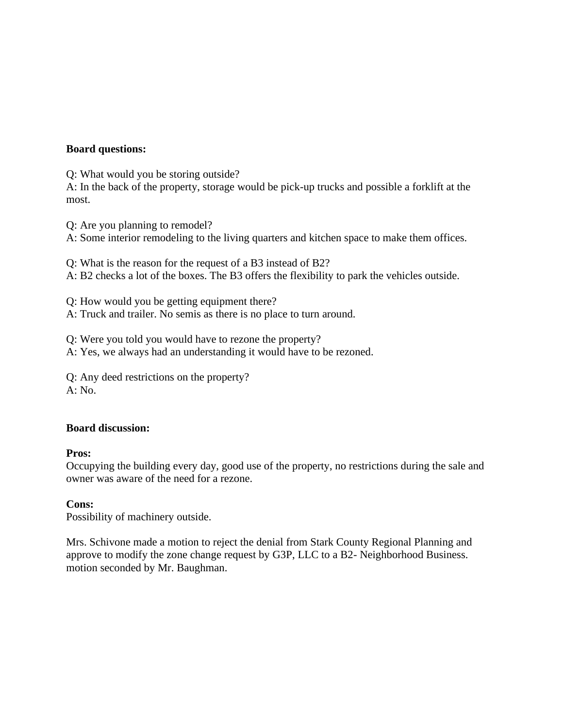**Board questions:**

Q: What would you be storing outside?
A: In the back of the property, storage would be pick-up trucks and possible a forklift at the most.

Q: Are you planning to remodel?
A: Some interior remodeling to the living quarters and kitchen space to make them offices.

Q: What is the reason for the request of a B3 instead of B2?
A: B2 checks a lot of the boxes. The B3 offers the flexibility to park the vehicles outside.

Q: How would you be getting equipment there?
A: Truck and trailer. No semis as there is no place to turn around.

Q: Were you told you would have to rezone the property?
A: Yes, we always had an understanding it would have to be rezoned.

Q: Any deed restrictions on the property?
A: No.

**Board discussion:**

**Pros:**
Occupying the building every day, good use of the property, no restrictions during the sale and owner was aware of the need for a rezone.

**Cons:**
Possibility of machinery outside.

Mrs. Schivone made a motion to reject the denial from Stark County Regional Planning and approve to modify the zone change request by G3P, LLC to a B2- Neighborhood Business. motion seconded by Mr. Baughman.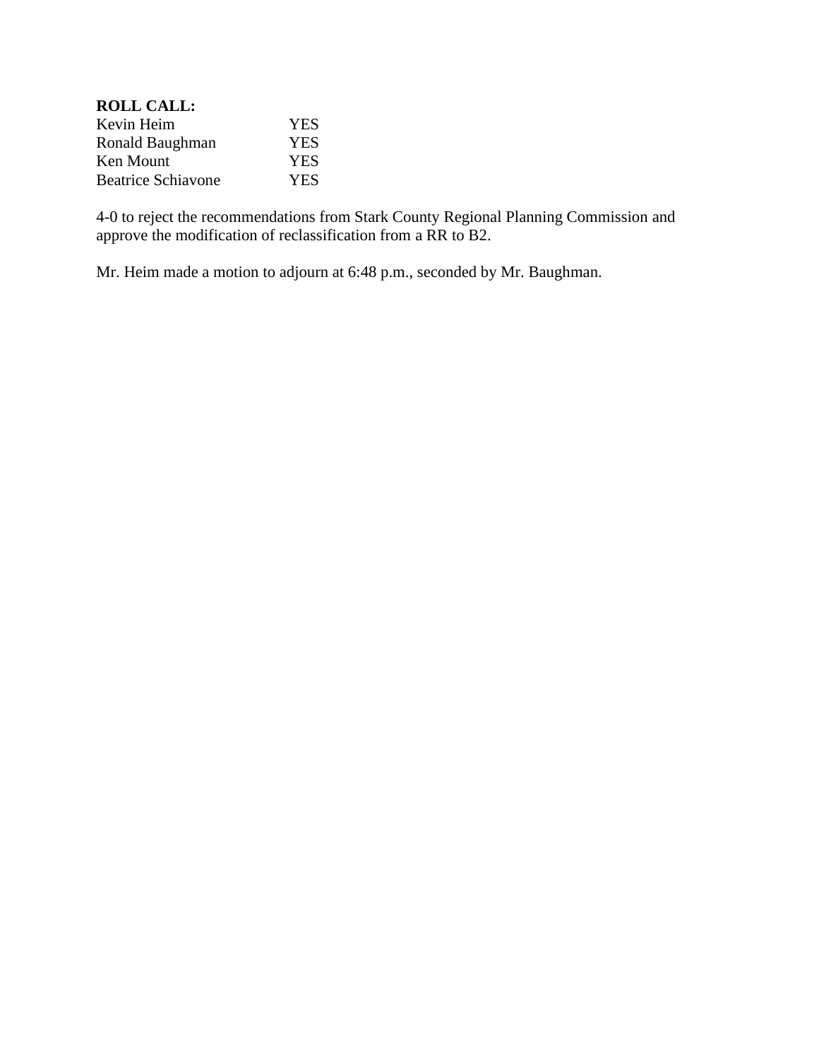**ROLL CALL:**

| | |
|---|---|
| Kevin Heim | YES |
| Ronald Baughman | YES |
| Ken Mount | YES |
| Beatrice Schiavone | YES |

4-0 to reject the recommendations from Stark County Regional Planning Commission and approve the modification of reclassification from a RR to B2.

Mr. Heim made a motion to adjourn at 6:48 p.m., seconded by Mr. Baughman.